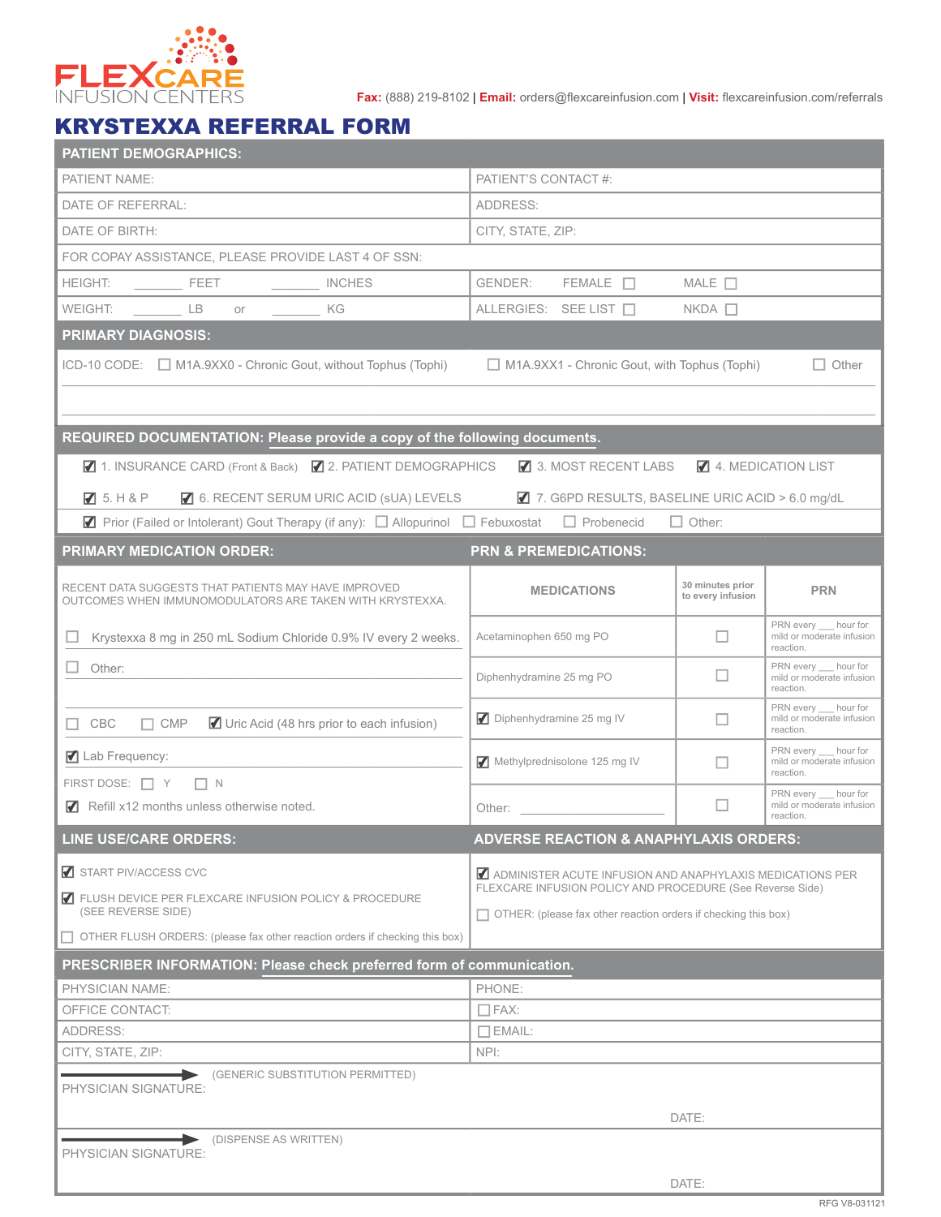FLEXCARE INFUSION CENTERS

**Fax:** (888) 219-8102 | **Email:** orders@flexcareinfusion.com | **Visit:** flexcareinfusion.com/referrals

# KRYSTEXXA REFERRAL FORM

## PATIENT DEMOGRAPHICS:

| | |
|---|---|
| PATIENT NAME: | PATIENT'S CONTACT #: |
| DATE OF REFERRAL: | ADDRESS: |
| DATE OF BIRTH: | CITY, STATE, ZIP: |
| FOR COPAY ASSISTANCE, PLEASE PROVIDE LAST 4 OF SSN: | |
| HEIGHT: _______ FEET _______ INCHES | GENDER: FEMALE ☐ MALE ☐ |
| WEIGHT: _______ LB or _______ KG | ALLERGIES: SEE LIST ☐ NKDA ☐ |

## PRIMARY DIAGNOSIS:

ICD-10 CODE: ☐ M1A.9XX0 - Chronic Gout, without Tophus (Tophi) ☐ M1A.9XX1 - Chronic Gout, with Tophus (Tophi) ☐ Other

## REQUIRED DOCUMENTATION: Please provide a copy of the following documents.

☑ 1. INSURANCE CARD (Front & Back) ☑ 2. PATIENT DEMOGRAPHICS ☑ 3. MOST RECENT LABS ☑ 4. MEDICATION LIST

☑ 5. H & P ☑ 6. RECENT SERUM URIC ACID (sUA) LEVELS ☑ 7. G6PD RESULTS, BASELINE URIC ACID > 6.0 mg/dL

☑ Prior (Failed or Intolerant) Gout Therapy (if any): ☐ Allopurinol ☐ Febuxostat ☐ Probenecid ☐ Other:

## PRIMARY MEDICATION ORDER:

RECENT DATA SUGGESTS THAT PATIENTS MAY HAVE IMPROVED OUTCOMES WHEN IMMUNOMODULATORS ARE TAKEN WITH KRYSTEXXA.

☐ Krystexxa 8 mg in 250 mL Sodium Chloride 0.9% IV every 2 weeks.

☐ Other:

☐ CBC ☐ CMP ☑ Uric Acid (48 hrs prior to each infusion)

☑ Lab Frequency:

FIRST DOSE: ☐ Y ☐ N

☑ Refill x12 months unless otherwise noted.

## PRN & PREMEDICATIONS:

| MEDICATIONS | 30 minutes prior to every infusion | PRN |
|---|---|---|
| Acetaminophen 650 mg PO | ☐ | PRN every ___ hour for mild or moderate infusion reaction. |
| Diphenhydramine 25 mg PO | ☐ | PRN every ___ hour for mild or moderate infusion reaction. |
| ☑ Diphenhydramine 25 mg IV | ☐ | PRN every ___ hour for mild or moderate infusion reaction. |
| ☑ Methylprednisolone 125 mg IV | ☐ | PRN every ___ hour for mild or moderate infusion reaction. |
| Other: ________________ | ☐ | PRN every ___ hour for mild or moderate infusion reaction. |

## LINE USE/CARE ORDERS:

☑ START PIV/ACCESS CVC

☑ FLUSH DEVICE PER FLEXCARE INFUSION POLICY & PROCEDURE (SEE REVERSE SIDE)

☐ OTHER FLUSH ORDERS: (please fax other reaction orders if checking this box)

## ADVERSE REACTION & ANAPHYLAXIS ORDERS:

☑ ADMINISTER ACUTE INFUSION AND ANAPHYLAXIS MEDICATIONS PER FLEXCARE INFUSION POLICY AND PROCEDURE (See Reverse Side)

☐ OTHER: (please fax other reaction orders if checking this box)

## PRESCRIBER INFORMATION: Please check preferred form of communication.

| | |
|---|---|
| PHYSICIAN NAME: | PHONE: |
| OFFICE CONTACT: | ☐ FAX: |
| ADDRESS: | ☐ EMAIL: |
| CITY, STATE, ZIP: | NPI: |

PHYSICIAN SIGNATURE: (GENERIC SUBSTITUTION PERMITTED) DATE:

PHYSICIAN SIGNATURE: (DISPENSE AS WRITTEN) DATE:

RFG V8-031121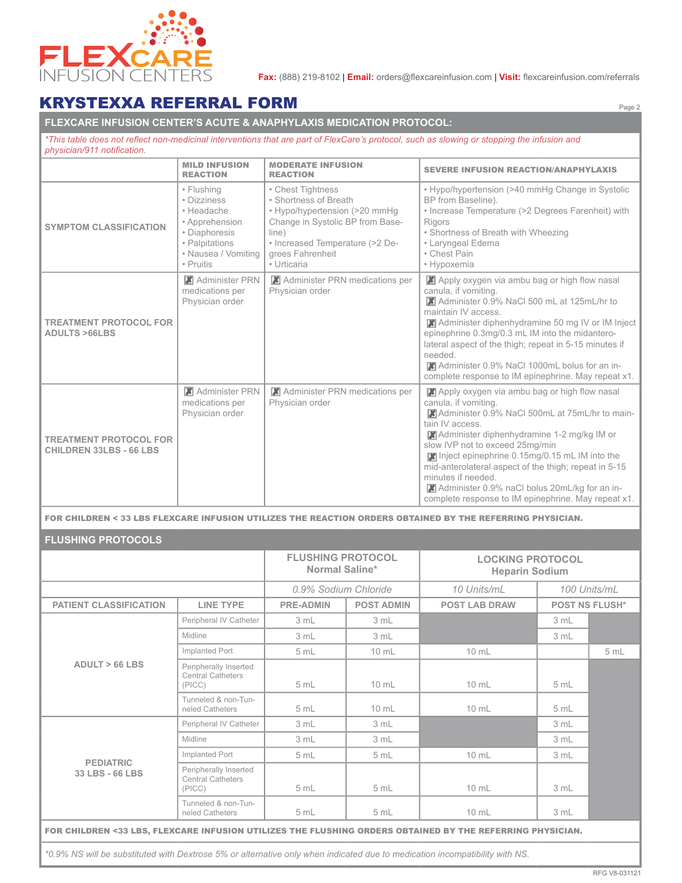# KRYSTEXXA REFERRAL FORM

## FLEXCARE INFUSION CENTER'S ACUTE & ANAPHYLAXIS MEDICATION PROTOCOL:

*\*This table does not reflect non-medicinal interventions that are part of FlexCare's protocol, such as slowing or stopping the infusion and physician/911 notification.*

| | MILD INFUSION REACTION | MODERATE INFUSION REACTION | SEVERE INFUSION REACTION/ANAPHYLAXIS |
|---|---|---|---|
| **SYMPTOM CLASSIFICATION** | • Flushing<br>• Dizziness<br>• Headache<br>• Apprehension<br>• Diaphoresis<br>• Palpitations<br>• Nausea / Vomiting<br>• Pruitis | • Chest Tightness<br>• Shortness of Breath<br>• Hypo/hypertension (>20 mmHg Change in Systolic BP from Baseline)<br>• Increased Temperature (>2 Degrees Farenheit)<br>• Urticaria | • Hypo/hypertension (>40 mmHg Change in Systolic BP from Baseline).<br>• Increase Temperature (>2 Degrees Farenheit) with Rigors<br>• Shortness of Breath with Wheezing<br>• Laryngeal Edema<br>• Chest Pain<br>• Hypoxemia |
| **TREATMENT PROTOCOL FOR ADULTS >66LBS** | ☒ Administer PRN medications per Physician order | ☒ Administer PRN medications per Physician order | ☒ Apply oxygen via ambu bag or high flow nasal canula, if vomiting.<br>☒ Administer 0.9% NaCl 500 mL at 125mL/hr to maintain IV access.<br>☒ Administer diphenhydramine 50 mg IV or IM Inject epinephrine 0.3mg/0.3 mL IM into the midantero-lateral aspect of the thigh; repeat in 5-15 minutes if needed.<br>☒ Administer 0.9% NaCl 1000mL bolus for an incomplete response to IM epinephrine. May repeat x1. |
| **TREATMENT PROTOCOL FOR CHILDREN 33LBS - 66 LBS** | ☒ Administer PRN medications per Physician order | ☒ Administer PRN medications per Physician order | ☒ Apply oxygen via ambu bag or high flow nasal canula, if vomiting.<br>☒ Administer 0.9% NaCl 500mL at 75mL/hr to maintain IV access.<br>☒ Administer diphenhydramine 1-2 mg/kg IM or slow IVP not to exceed 25mg/min<br>☒ Inject epinephrine 0.15mg/0.15 mL IM into the mid-anterolateral aspect of the thigh; repeat in 5-15 minutes if needed.<br>☒ Administer 0.9% naCl bolus 20mL/kg for an incomplete response to IM epinephrine. May repeat x1. |

**FOR CHILDREN < 33 LBS FLEXCARE INFUSION UTILIZES THE REACTION ORDERS OBTAINED BY THE REFERRING PHYSICIAN.**

## FLUSHING PROTOCOLS

| | | FLUSHING PROTOCOL Normal Saline* | | LOCKING PROTOCOL Heparin Sodium | | |
|---|---|---|---|---|---|---|
| | | *0.9% Sodium Chloride* | | *10 Units/mL* | *100 Units/mL* | |
| **PATIENT CLASSIFICATION** | **LINE TYPE** | **PRE-ADMIN** | **POST ADMIN** | **POST LAB DRAW** | **POST NS FLUSH*** | |
| **ADULT > 66 LBS** | Peripheral IV Catheter | 3 mL | 3 mL | | 3 mL | |
| | Midline | 3 mL | 3 mL | | 3 mL | |
| | Implanted Port | 5 mL | 10 mL | 10 mL | | 5 mL |
| | Peripherally Inserted Central Catheters (PICC) | 5 mL | 10 mL | 10 mL | 5 mL | |
| | Tunneled & non-Tunneled Catheters | 5 mL | 10 mL | 10 mL | 5 mL | |
| **PEDIATRIC 33 LBS - 66 LBS** | Peripheral IV Catheter | 3 mL | 3 mL | | 3 mL | |
| | Midline | 3 mL | 3 mL | | 3 mL | |
| | Implanted Port | 5 mL | 5 mL | 10 mL | 3 mL | |
| | Peripherally Inserted Central Catheters (PICC) | 5 mL | 5 mL | 10 mL | 3 mL | |
| | Tunneled & non-Tunneled Catheters | 5 mL | 5 mL | 10 mL | 3 mL | |

**FOR CHILDREN <33 LBS, FLEXCARE INFUSION UTILIZES THE FLUSHING ORDERS OBTAINED BY THE REFERRING PHYSICIAN.**

*\*0.9% NS will be substituted with Dextrose 5% or alternative only when indicated due to medication incompatibility with NS.*